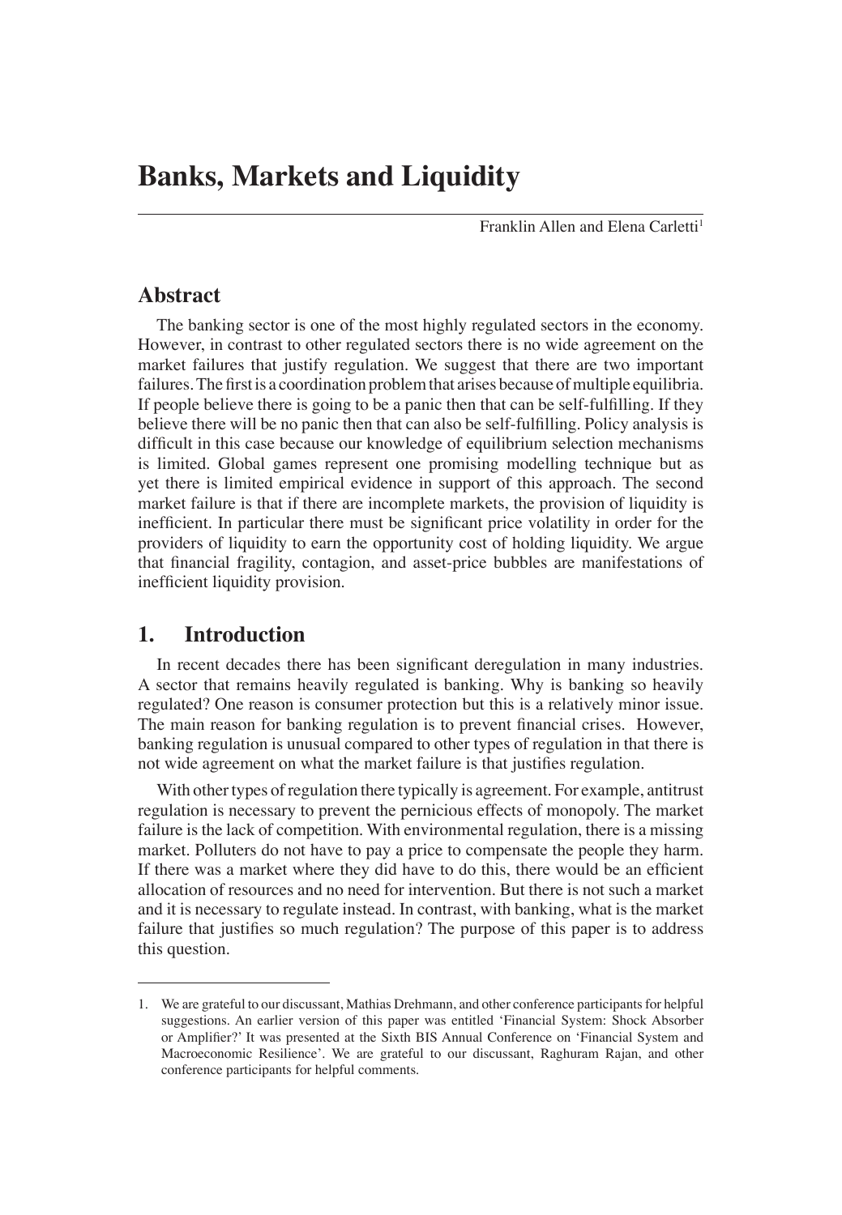# Banks, Markets and Liquidity

Franklin Allen and Elena Carletti[1]

## Abstract

The banking sector is one of the most highly regulated sectors in the economy. However, in contrast to other regulated sectors there is no wide agreement on the market failures that justify regulation. We suggest that there are two important failures. The first is a coordination problem that arises because of multiple equilibria. If people believe there is going to be a panic then that can be self-fulfilling. If they believe there will be no panic then that can also be self-fulfilling. Policy analysis is difficult in this case because our knowledge of equilibrium selection mechanisms is limited. Global games represent one promising modelling technique but as yet there is limited empirical evidence in support of this approach. The second market failure is that if there are incomplete markets, the provision of liquidity is inefficient. In particular there must be significant price volatility in order for the providers of liquidity to earn the opportunity cost of holding liquidity. We argue that financial fragility, contagion, and asset-price bubbles are manifestations of inefficient liquidity provision.

## 1. Introduction

In recent decades there has been significant deregulation in many industries. A sector that remains heavily regulated is banking. Why is banking so heavily regulated? One reason is consumer protection but this is a relatively minor issue. The main reason for banking regulation is to prevent financial crises. However, banking regulation is unusual compared to other types of regulation in that there is not wide agreement on what the market failure is that justifies regulation.

With other types of regulation there typically is agreement. For example, antitrust regulation is necessary to prevent the pernicious effects of monopoly. The market failure is the lack of competition. With environmental regulation, there is a missing market. Polluters do not have to pay a price to compensate the people they harm. If there was a market where they did have to do this, there would be an efficient allocation of resources and no need for intervention. But there is not such a market and it is necessary to regulate instead. In contrast, with banking, what is the market failure that justifies so much regulation? The purpose of this paper is to address this question.

---

1. We are grateful to our discussant, Mathias Drehmann, and other conference participants for helpful suggestions. An earlier version of this paper was entitled 'Financial System: Shock Absorber or Amplifier?' It was presented at the Sixth BIS Annual Conference on 'Financial System and Macroeconomic Resilience'. We are grateful to our discussant, Raghuram Rajan, and other conference participants for helpful comments.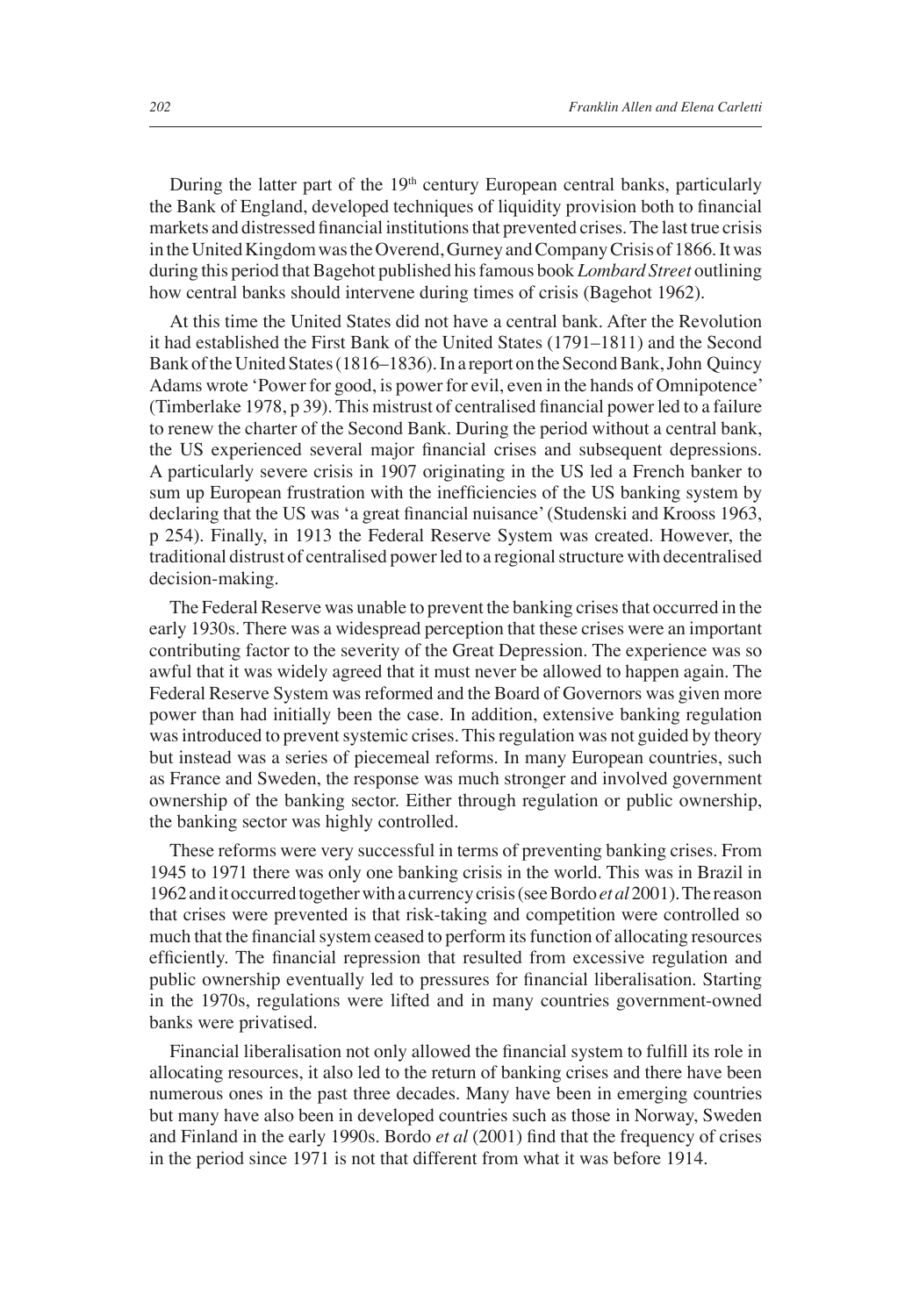During the latter part of the 19th century European central banks, particularly the Bank of England, developed techniques of liquidity provision both to financial markets and distressed financial institutions that prevented crises. The last true crisis in the United Kingdom was the Overend, Gurney and Company Crisis of 1866. It was during this period that Bagehot published his famous book *Lombard Street* outlining how central banks should intervene during times of crisis (Bagehot 1962).

At this time the United States did not have a central bank. After the Revolution it had established the First Bank of the United States (1791–1811) and the Second Bank of the United States (1816–1836). In a report on the Second Bank, John Quincy Adams wrote 'Power for good, is power for evil, even in the hands of Omnipotence' (Timberlake 1978, p 39). This mistrust of centralised financial power led to a failure to renew the charter of the Second Bank. During the period without a central bank, the US experienced several major financial crises and subsequent depressions. A particularly severe crisis in 1907 originating in the US led a French banker to sum up European frustration with the inefficiencies of the US banking system by declaring that the US was 'a great financial nuisance' (Studenski and Krooss 1963, p 254). Finally, in 1913 the Federal Reserve System was created. However, the traditional distrust of centralised power led to a regional structure with decentralised decision-making.

The Federal Reserve was unable to prevent the banking crises that occurred in the early 1930s. There was a widespread perception that these crises were an important contributing factor to the severity of the Great Depression. The experience was so awful that it was widely agreed that it must never be allowed to happen again. The Federal Reserve System was reformed and the Board of Governors was given more power than had initially been the case. In addition, extensive banking regulation was introduced to prevent systemic crises. This regulation was not guided by theory but instead was a series of piecemeal reforms. In many European countries, such as France and Sweden, the response was much stronger and involved government ownership of the banking sector. Either through regulation or public ownership, the banking sector was highly controlled.

These reforms were very successful in terms of preventing banking crises. From 1945 to 1971 there was only one banking crisis in the world. This was in Brazil in 1962 and it occurred together with a currency crisis (see Bordo *et al* 2001). The reason that crises were prevented is that risk-taking and competition were controlled so much that the financial system ceased to perform its function of allocating resources efficiently. The financial repression that resulted from excessive regulation and public ownership eventually led to pressures for financial liberalisation. Starting in the 1970s, regulations were lifted and in many countries government-owned banks were privatised.

Financial liberalisation not only allowed the financial system to fulfill its role in allocating resources, it also led to the return of banking crises and there have been numerous ones in the past three decades. Many have been in emerging countries but many have also been in developed countries such as those in Norway, Sweden and Finland in the early 1990s. Bordo *et al* (2001) find that the frequency of crises in the period since 1971 is not that different from what it was before 1914.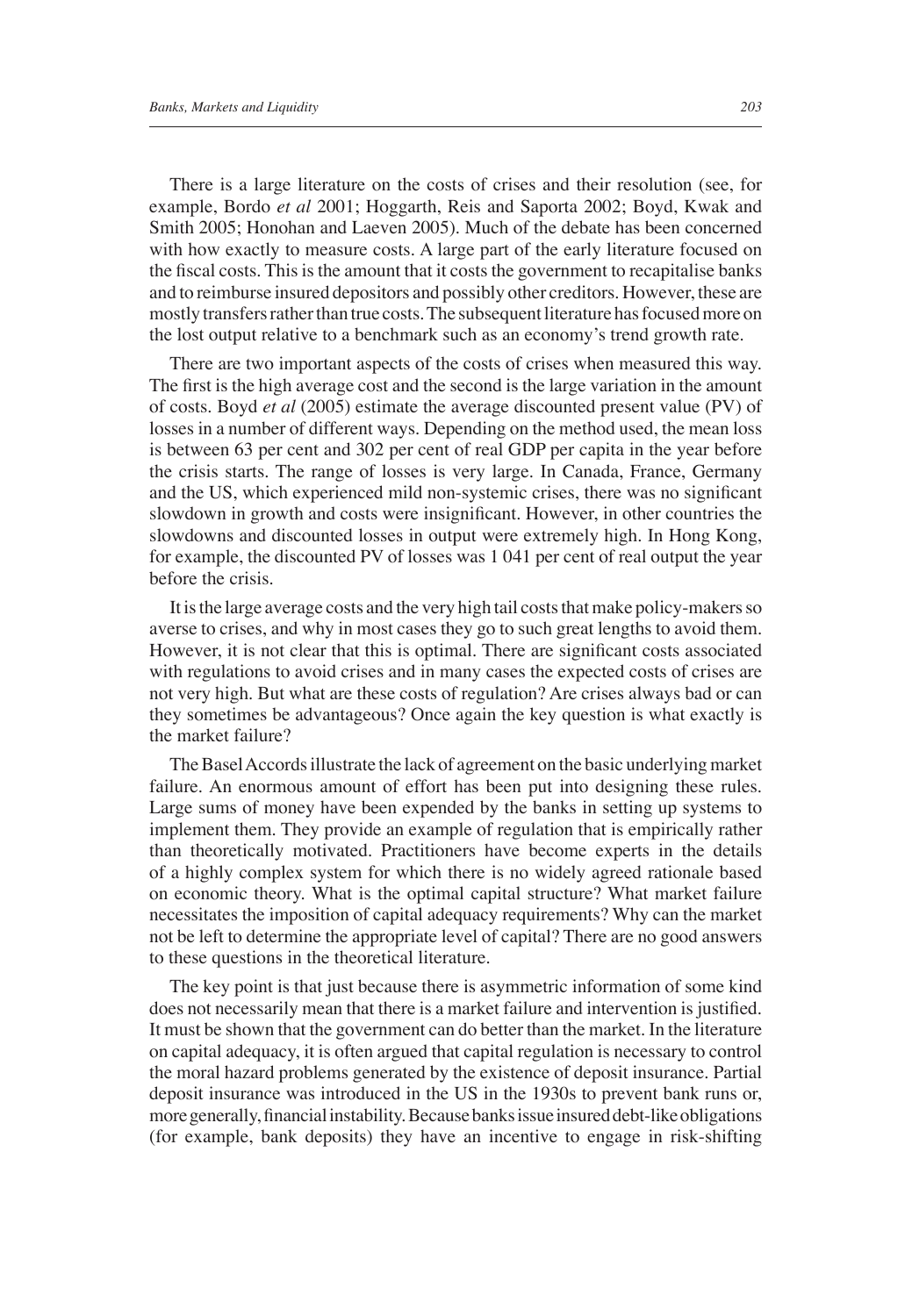There is a large literature on the costs of crises and their resolution (see, for example, Bordo *et al* 2001; Hoggarth, Reis and Saporta 2002; Boyd, Kwak and Smith 2005; Honohan and Laeven 2005). Much of the debate has been concerned with how exactly to measure costs. A large part of the early literature focused on the fiscal costs. This is the amount that it costs the government to recapitalise banks and to reimburse insured depositors and possibly other creditors. However, these are mostly transfers rather than true costs. The subsequent literature has focused more on the lost output relative to a benchmark such as an economy's trend growth rate.

There are two important aspects of the costs of crises when measured this way. The first is the high average cost and the second is the large variation in the amount of costs. Boyd *et al* (2005) estimate the average discounted present value (PV) of losses in a number of different ways. Depending on the method used, the mean loss is between 63 per cent and 302 per cent of real GDP per capita in the year before the crisis starts. The range of losses is very large. In Canada, France, Germany and the US, which experienced mild non-systemic crises, there was no significant slowdown in growth and costs were insignificant. However, in other countries the slowdowns and discounted losses in output were extremely high. In Hong Kong, for example, the discounted PV of losses was 1 041 per cent of real output the year before the crisis.

It is the large average costs and the very high tail costs that make policy-makers so averse to crises, and why in most cases they go to such great lengths to avoid them. However, it is not clear that this is optimal. There are significant costs associated with regulations to avoid crises and in many cases the expected costs of crises are not very high. But what are these costs of regulation? Are crises always bad or can they sometimes be advantageous? Once again the key question is what exactly is the market failure?

The Basel Accords illustrate the lack of agreement on the basic underlying market failure. An enormous amount of effort has been put into designing these rules. Large sums of money have been expended by the banks in setting up systems to implement them. They provide an example of regulation that is empirically rather than theoretically motivated. Practitioners have become experts in the details of a highly complex system for which there is no widely agreed rationale based on economic theory. What is the optimal capital structure? What market failure necessitates the imposition of capital adequacy requirements? Why can the market not be left to determine the appropriate level of capital? There are no good answers to these questions in the theoretical literature.

The key point is that just because there is asymmetric information of some kind does not necessarily mean that there is a market failure and intervention is justified. It must be shown that the government can do better than the market. In the literature on capital adequacy, it is often argued that capital regulation is necessary to control the moral hazard problems generated by the existence of deposit insurance. Partial deposit insurance was introduced in the US in the 1930s to prevent bank runs or, more generally, financial instability. Because banks issue insured debt-like obligations (for example, bank deposits) they have an incentive to engage in risk-shifting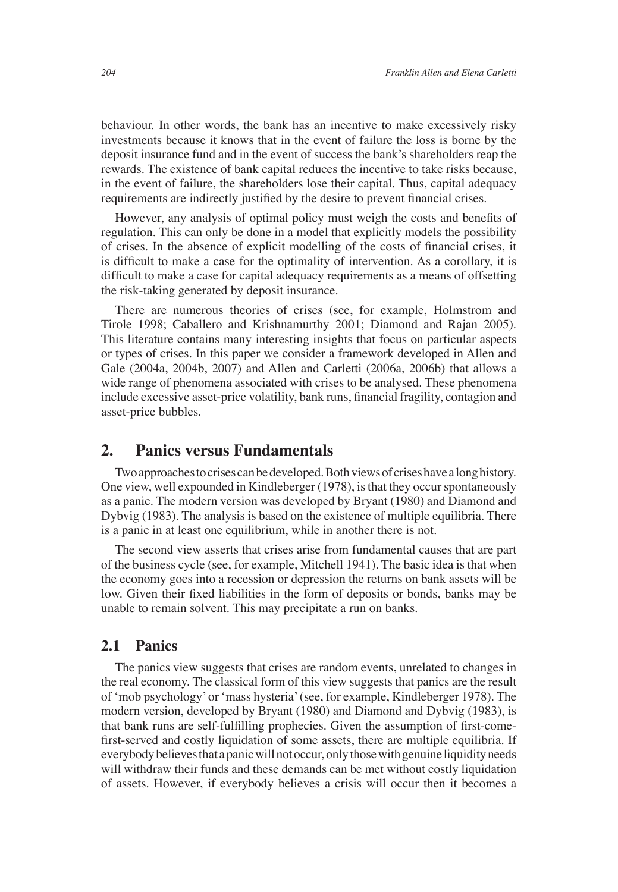behaviour. In other words, the bank has an incentive to make excessively risky investments because it knows that in the event of failure the loss is borne by the deposit insurance fund and in the event of success the bank's shareholders reap the rewards. The existence of bank capital reduces the incentive to take risks because, in the event of failure, the shareholders lose their capital. Thus, capital adequacy requirements are indirectly justified by the desire to prevent financial crises.

However, any analysis of optimal policy must weigh the costs and benefits of regulation. This can only be done in a model that explicitly models the possibility of crises. In the absence of explicit modelling of the costs of financial crises, it is difficult to make a case for the optimality of intervention. As a corollary, it is difficult to make a case for capital adequacy requirements as a means of offsetting the risk-taking generated by deposit insurance.

There are numerous theories of crises (see, for example, Holmstrom and Tirole 1998; Caballero and Krishnamurthy 2001; Diamond and Rajan 2005). This literature contains many interesting insights that focus on particular aspects or types of crises. In this paper we consider a framework developed in Allen and Gale (2004a, 2004b, 2007) and Allen and Carletti (2006a, 2006b) that allows a wide range of phenomena associated with crises to be analysed. These phenomena include excessive asset-price volatility, bank runs, financial fragility, contagion and asset-price bubbles.

## 2. Panics versus Fundamentals

Two approaches to crises can be developed. Both views of crises have a long history. One view, well expounded in Kindleberger (1978), is that they occur spontaneously as a panic. The modern version was developed by Bryant (1980) and Diamond and Dybvig (1983). The analysis is based on the existence of multiple equilibria. There is a panic in at least one equilibrium, while in another there is not.

The second view asserts that crises arise from fundamental causes that are part of the business cycle (see, for example, Mitchell 1941). The basic idea is that when the economy goes into a recession or depression the returns on bank assets will be low. Given their fixed liabilities in the form of deposits or bonds, banks may be unable to remain solvent. This may precipitate a run on banks.

### 2.1 Panics

The panics view suggests that crises are random events, unrelated to changes in the real economy. The classical form of this view suggests that panics are the result of 'mob psychology' or 'mass hysteria' (see, for example, Kindleberger 1978). The modern version, developed by Bryant (1980) and Diamond and Dybvig (1983), is that bank runs are self-fulfilling prophecies. Given the assumption of first-come-first-served and costly liquidation of some assets, there are multiple equilibria. If everybody believes that a panic will not occur, only those with genuine liquidity needs will withdraw their funds and these demands can be met without costly liquidation of assets. However, if everybody believes a crisis will occur then it becomes a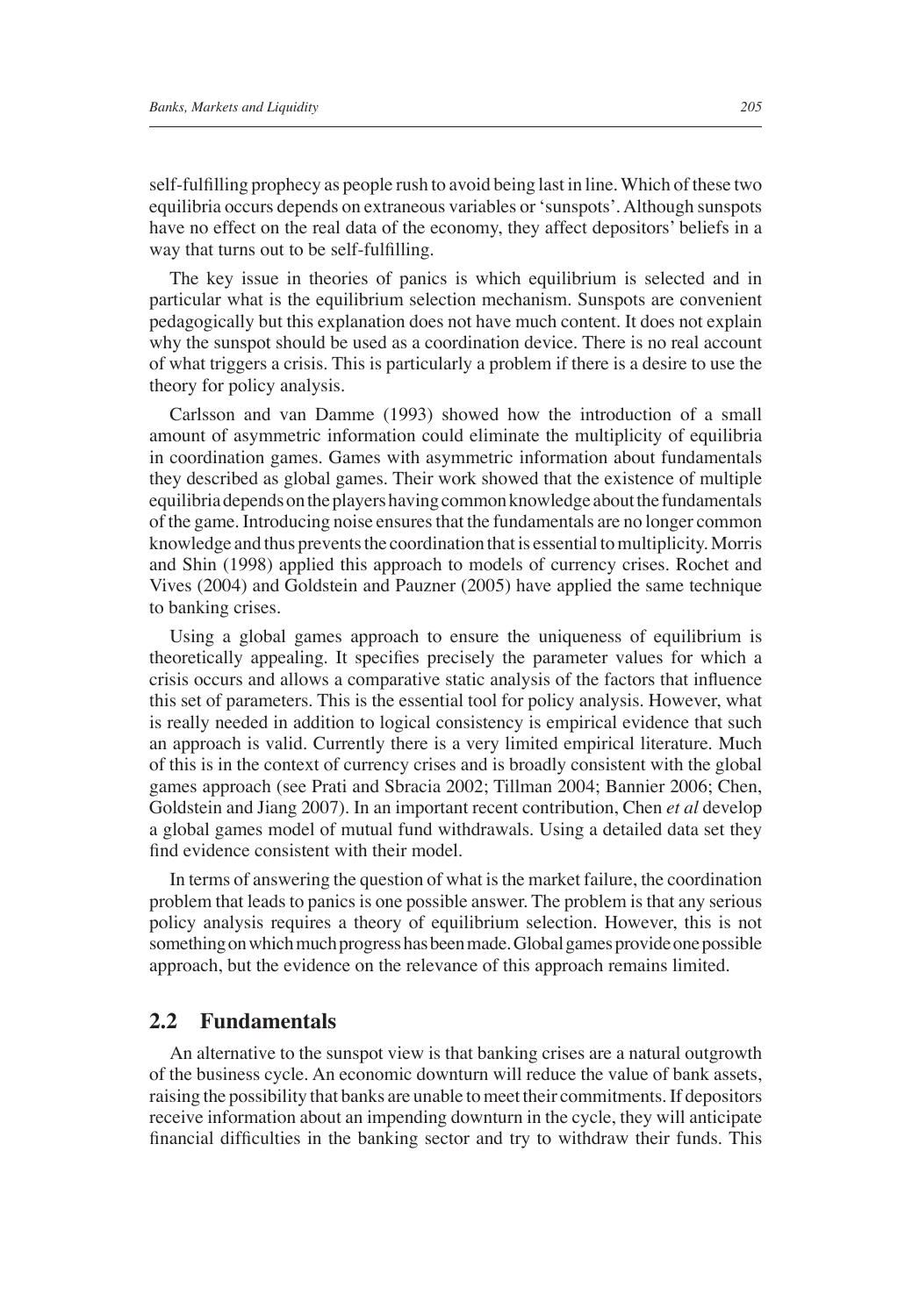self-fulfilling prophecy as people rush to avoid being last in line. Which of these two equilibria occurs depends on extraneous variables or 'sunspots'. Although sunspots have no effect on the real data of the economy, they affect depositors' beliefs in a way that turns out to be self-fulfilling.

The key issue in theories of panics is which equilibrium is selected and in particular what is the equilibrium selection mechanism. Sunspots are convenient pedagogically but this explanation does not have much content. It does not explain why the sunspot should be used as a coordination device. There is no real account of what triggers a crisis. This is particularly a problem if there is a desire to use the theory for policy analysis.

Carlsson and van Damme (1993) showed how the introduction of a small amount of asymmetric information could eliminate the multiplicity of equilibria in coordination games. Games with asymmetric information about fundamentals they described as global games. Their work showed that the existence of multiple equilibria depends on the players having common knowledge about the fundamentals of the game. Introducing noise ensures that the fundamentals are no longer common knowledge and thus prevents the coordination that is essential to multiplicity. Morris and Shin (1998) applied this approach to models of currency crises. Rochet and Vives (2004) and Goldstein and Pauzner (2005) have applied the same technique to banking crises.

Using a global games approach to ensure the uniqueness of equilibrium is theoretically appealing. It specifies precisely the parameter values for which a crisis occurs and allows a comparative static analysis of the factors that influence this set of parameters. This is the essential tool for policy analysis. However, what is really needed in addition to logical consistency is empirical evidence that such an approach is valid. Currently there is a very limited empirical literature. Much of this is in the context of currency crises and is broadly consistent with the global games approach (see Prati and Sbracia 2002; Tillman 2004; Bannier 2006; Chen, Goldstein and Jiang 2007). In an important recent contribution, Chen *et al* develop a global games model of mutual fund withdrawals. Using a detailed data set they find evidence consistent with their model.

In terms of answering the question of what is the market failure, the coordination problem that leads to panics is one possible answer. The problem is that any serious policy analysis requires a theory of equilibrium selection. However, this is not something on which much progress has been made. Global games provide one possible approach, but the evidence on the relevance of this approach remains limited.

## 2.2 Fundamentals

An alternative to the sunspot view is that banking crises are a natural outgrowth of the business cycle. An economic downturn will reduce the value of bank assets, raising the possibility that banks are unable to meet their commitments. If depositors receive information about an impending downturn in the cycle, they will anticipate financial difficulties in the banking sector and try to withdraw their funds. This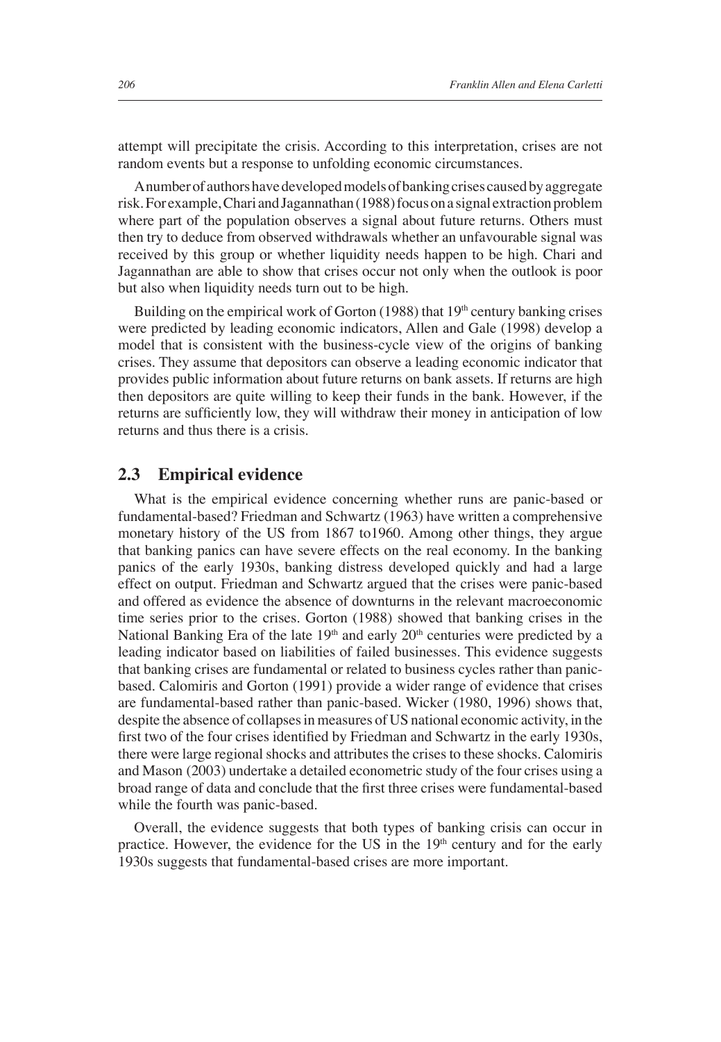attempt will precipitate the crisis. According to this interpretation, crises are not random events but a response to unfolding economic circumstances.

A number of authors have developed models of banking crises caused by aggregate risk. For example, Chari and Jagannathan (1988) focus on a signal extraction problem where part of the population observes a signal about future returns. Others must then try to deduce from observed withdrawals whether an unfavourable signal was received by this group or whether liquidity needs happen to be high. Chari and Jagannathan are able to show that crises occur not only when the outlook is poor but also when liquidity needs turn out to be high.

Building on the empirical work of Gorton (1988) that 19th century banking crises were predicted by leading economic indicators, Allen and Gale (1998) develop a model that is consistent with the business-cycle view of the origins of banking crises. They assume that depositors can observe a leading economic indicator that provides public information about future returns on bank assets. If returns are high then depositors are quite willing to keep their funds in the bank. However, if the returns are sufficiently low, they will withdraw their money in anticipation of low returns and thus there is a crisis.

## 2.3 Empirical evidence

What is the empirical evidence concerning whether runs are panic-based or fundamental-based? Friedman and Schwartz (1963) have written a comprehensive monetary history of the US from 1867 to1960. Among other things, they argue that banking panics can have severe effects on the real economy. In the banking panics of the early 1930s, banking distress developed quickly and had a large effect on output. Friedman and Schwartz argued that the crises were panic-based and offered as evidence the absence of downturns in the relevant macroeconomic time series prior to the crises. Gorton (1988) showed that banking crises in the National Banking Era of the late 19th and early 20th centuries were predicted by a leading indicator based on liabilities of failed businesses. This evidence suggests that banking crises are fundamental or related to business cycles rather than panic-based. Calomiris and Gorton (1991) provide a wider range of evidence that crises are fundamental-based rather than panic-based. Wicker (1980, 1996) shows that, despite the absence of collapses in measures of US national economic activity, in the first two of the four crises identified by Friedman and Schwartz in the early 1930s, there were large regional shocks and attributes the crises to these shocks. Calomiris and Mason (2003) undertake a detailed econometric study of the four crises using a broad range of data and conclude that the first three crises were fundamental-based while the fourth was panic-based.

Overall, the evidence suggests that both types of banking crisis can occur in practice. However, the evidence for the US in the 19th century and for the early 1930s suggests that fundamental-based crises are more important.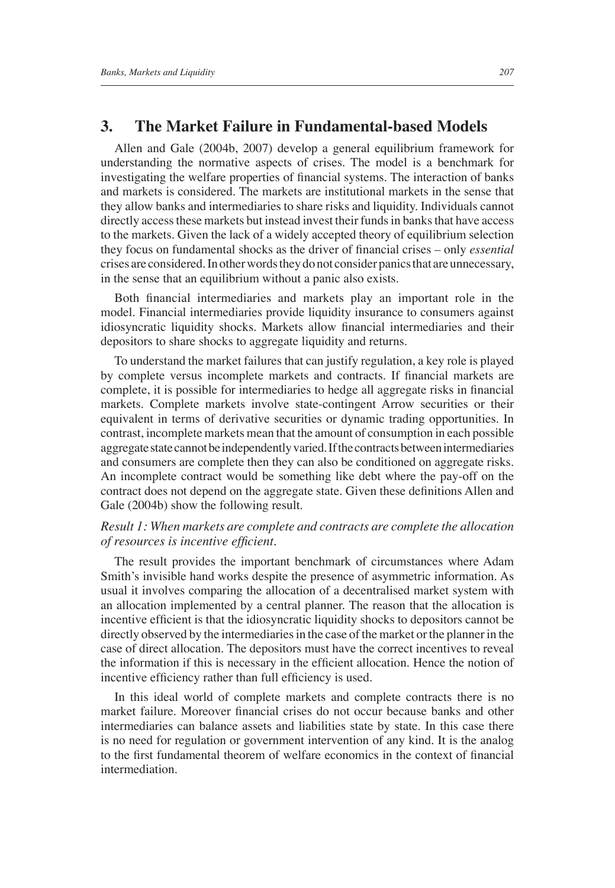## 3. The Market Failure in Fundamental-based Models

Allen and Gale (2004b, 2007) develop a general equilibrium framework for understanding the normative aspects of crises. The model is a benchmark for investigating the welfare properties of financial systems. The interaction of banks and markets is considered. The markets are institutional markets in the sense that they allow banks and intermediaries to share risks and liquidity. Individuals cannot directly access these markets but instead invest their funds in banks that have access to the markets. Given the lack of a widely accepted theory of equilibrium selection they focus on fundamental shocks as the driver of financial crises – only *essential* crises are considered. In other words they do not consider panics that are unnecessary, in the sense that an equilibrium without a panic also exists.

Both financial intermediaries and markets play an important role in the model. Financial intermediaries provide liquidity insurance to consumers against idiosyncratic liquidity shocks. Markets allow financial intermediaries and their depositors to share shocks to aggregate liquidity and returns.

To understand the market failures that can justify regulation, a key role is played by complete versus incomplete markets and contracts. If financial markets are complete, it is possible for intermediaries to hedge all aggregate risks in financial markets. Complete markets involve state-contingent Arrow securities or their equivalent in terms of derivative securities or dynamic trading opportunities. In contrast, incomplete markets mean that the amount of consumption in each possible aggregate state cannot be independently varied. If the contracts between intermediaries and consumers are complete then they can also be conditioned on aggregate risks. An incomplete contract would be something like debt where the pay-off on the contract does not depend on the aggregate state. Given these definitions Allen and Gale (2004b) show the following result.

*Result 1: When markets are complete and contracts are complete the allocation of resources is incentive efficient.*

The result provides the important benchmark of circumstances where Adam Smith's invisible hand works despite the presence of asymmetric information. As usual it involves comparing the allocation of a decentralised market system with an allocation implemented by a central planner. The reason that the allocation is incentive efficient is that the idiosyncratic liquidity shocks to depositors cannot be directly observed by the intermediaries in the case of the market or the planner in the case of direct allocation. The depositors must have the correct incentives to reveal the information if this is necessary in the efficient allocation. Hence the notion of incentive efficiency rather than full efficiency is used.

In this ideal world of complete markets and complete contracts there is no market failure. Moreover financial crises do not occur because banks and other intermediaries can balance assets and liabilities state by state. In this case there is no need for regulation or government intervention of any kind. It is the analog to the first fundamental theorem of welfare economics in the context of financial intermediation.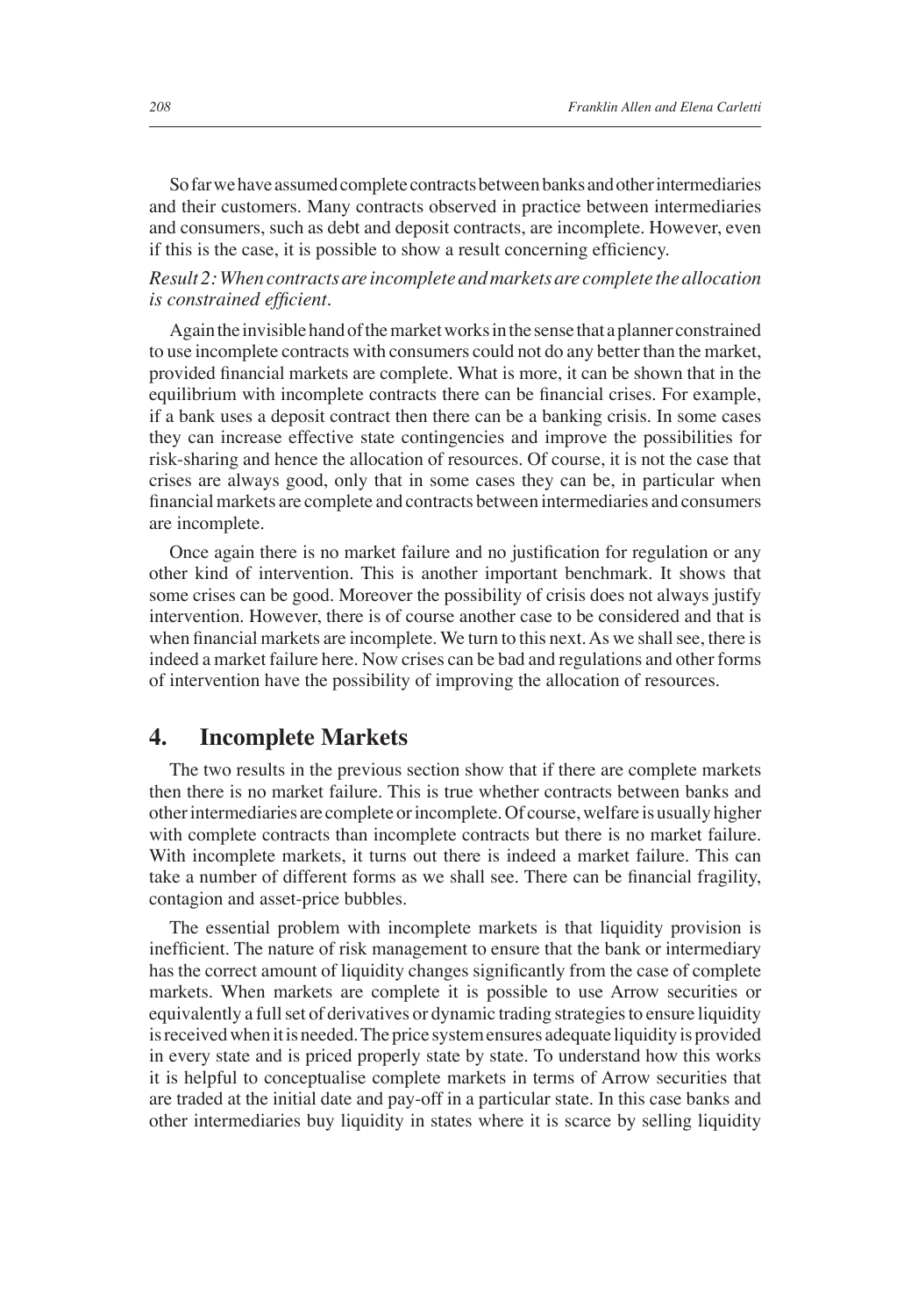So far we have assumed complete contracts between banks and other intermediaries and their customers. Many contracts observed in practice between intermediaries and consumers, such as debt and deposit contracts, are incomplete. However, even if this is the case, it is possible to show a result concerning efficiency.

*Result 2: When contracts are incomplete and markets are complete the allocation is constrained efficient.*

Again the invisible hand of the market works in the sense that a planner constrained to use incomplete contracts with consumers could not do any better than the market, provided financial markets are complete. What is more, it can be shown that in the equilibrium with incomplete contracts there can be financial crises. For example, if a bank uses a deposit contract then there can be a banking crisis. In some cases they can increase effective state contingencies and improve the possibilities for risk-sharing and hence the allocation of resources. Of course, it is not the case that crises are always good, only that in some cases they can be, in particular when financial markets are complete and contracts between intermediaries and consumers are incomplete.

Once again there is no market failure and no justification for regulation or any other kind of intervention. This is another important benchmark. It shows that some crises can be good. Moreover the possibility of crisis does not always justify intervention. However, there is of course another case to be considered and that is when financial markets are incomplete. We turn to this next. As we shall see, there is indeed a market failure here. Now crises can be bad and regulations and other forms of intervention have the possibility of improving the allocation of resources.

## 4. Incomplete Markets

The two results in the previous section show that if there are complete markets then there is no market failure. This is true whether contracts between banks and other intermediaries are complete or incomplete. Of course, welfare is usually higher with complete contracts than incomplete contracts but there is no market failure. With incomplete markets, it turns out there is indeed a market failure. This can take a number of different forms as we shall see. There can be financial fragility, contagion and asset-price bubbles.

The essential problem with incomplete markets is that liquidity provision is inefficient. The nature of risk management to ensure that the bank or intermediary has the correct amount of liquidity changes significantly from the case of complete markets. When markets are complete it is possible to use Arrow securities or equivalently a full set of derivatives or dynamic trading strategies to ensure liquidity is received when it is needed. The price system ensures adequate liquidity is provided in every state and is priced properly state by state. To understand how this works it is helpful to conceptualise complete markets in terms of Arrow securities that are traded at the initial date and pay-off in a particular state. In this case banks and other intermediaries buy liquidity in states where it is scarce by selling liquidity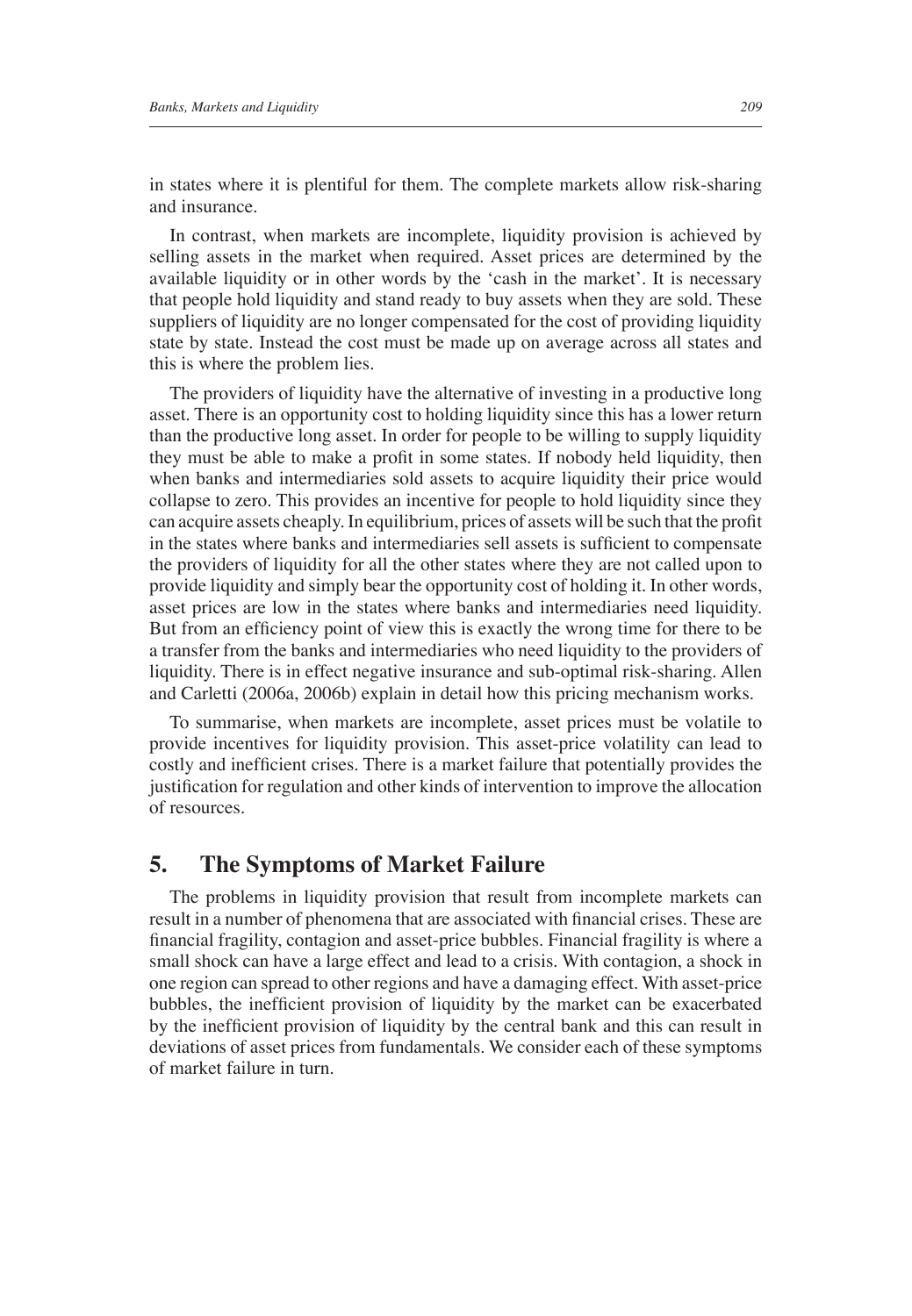in states where it is plentiful for them. The complete markets allow risk-sharing and insurance.

In contrast, when markets are incomplete, liquidity provision is achieved by selling assets in the market when required. Asset prices are determined by the available liquidity or in other words by the 'cash in the market'. It is necessary that people hold liquidity and stand ready to buy assets when they are sold. These suppliers of liquidity are no longer compensated for the cost of providing liquidity state by state. Instead the cost must be made up on average across all states and this is where the problem lies.

The providers of liquidity have the alternative of investing in a productive long asset. There is an opportunity cost to holding liquidity since this has a lower return than the productive long asset. In order for people to be willing to supply liquidity they must be able to make a profit in some states. If nobody held liquidity, then when banks and intermediaries sold assets to acquire liquidity their price would collapse to zero. This provides an incentive for people to hold liquidity since they can acquire assets cheaply. In equilibrium, prices of assets will be such that the profit in the states where banks and intermediaries sell assets is sufficient to compensate the providers of liquidity for all the other states where they are not called upon to provide liquidity and simply bear the opportunity cost of holding it. In other words, asset prices are low in the states where banks and intermediaries need liquidity. But from an efficiency point of view this is exactly the wrong time for there to be a transfer from the banks and intermediaries who need liquidity to the providers of liquidity. There is in effect negative insurance and sub-optimal risk-sharing. Allen and Carletti (2006a, 2006b) explain in detail how this pricing mechanism works.

To summarise, when markets are incomplete, asset prices must be volatile to provide incentives for liquidity provision. This asset-price volatility can lead to costly and inefficient crises. There is a market failure that potentially provides the justification for regulation and other kinds of intervention to improve the allocation of resources.

## 5. The Symptoms of Market Failure

The problems in liquidity provision that result from incomplete markets can result in a number of phenomena that are associated with financial crises. These are financial fragility, contagion and asset-price bubbles. Financial fragility is where a small shock can have a large effect and lead to a crisis. With contagion, a shock in one region can spread to other regions and have a damaging effect. With asset-price bubbles, the inefficient provision of liquidity by the market can be exacerbated by the inefficient provision of liquidity by the central bank and this can result in deviations of asset prices from fundamentals. We consider each of these symptoms of market failure in turn.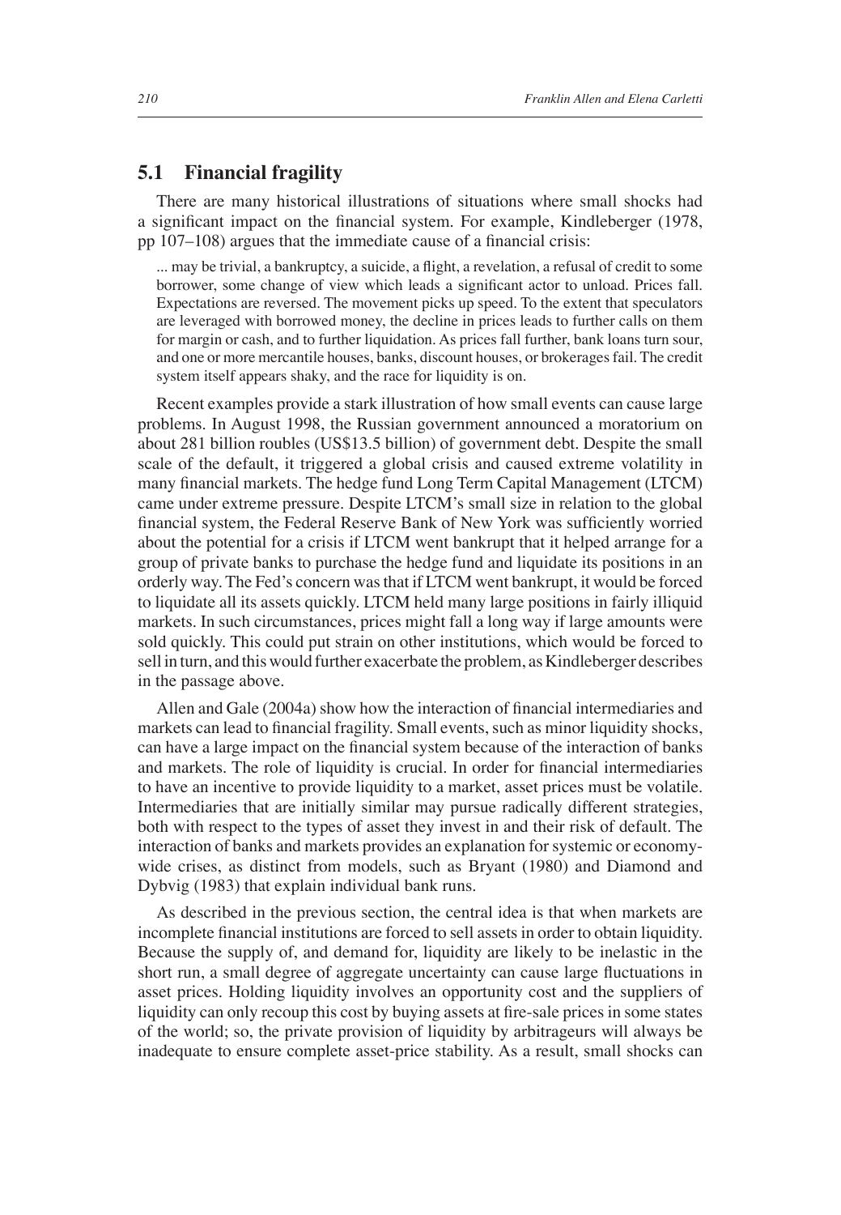## 5.1 Financial fragility

There are many historical illustrations of situations where small shocks had a significant impact on the financial system. For example, Kindleberger (1978, pp 107–108) argues that the immediate cause of a financial crisis:

> ... may be trivial, a bankruptcy, a suicide, a flight, a revelation, a refusal of credit to some borrower, some change of view which leads a significant actor to unload. Prices fall. Expectations are reversed. The movement picks up speed. To the extent that speculators are leveraged with borrowed money, the decline in prices leads to further calls on them for margin or cash, and to further liquidation. As prices fall further, bank loans turn sour, and one or more mercantile houses, banks, discount houses, or brokerages fail. The credit system itself appears shaky, and the race for liquidity is on.

Recent examples provide a stark illustration of how small events can cause large problems. In August 1998, the Russian government announced a moratorium on about 281 billion roubles (US$13.5 billion) of government debt. Despite the small scale of the default, it triggered a global crisis and caused extreme volatility in many financial markets. The hedge fund Long Term Capital Management (LTCM) came under extreme pressure. Despite LTCM's small size in relation to the global financial system, the Federal Reserve Bank of New York was sufficiently worried about the potential for a crisis if LTCM went bankrupt that it helped arrange for a group of private banks to purchase the hedge fund and liquidate its positions in an orderly way. The Fed's concern was that if LTCM went bankrupt, it would be forced to liquidate all its assets quickly. LTCM held many large positions in fairly illiquid markets. In such circumstances, prices might fall a long way if large amounts were sold quickly. This could put strain on other institutions, which would be forced to sell in turn, and this would further exacerbate the problem, as Kindleberger describes in the passage above.

Allen and Gale (2004a) show how the interaction of financial intermediaries and markets can lead to financial fragility. Small events, such as minor liquidity shocks, can have a large impact on the financial system because of the interaction of banks and markets. The role of liquidity is crucial. In order for financial intermediaries to have an incentive to provide liquidity to a market, asset prices must be volatile. Intermediaries that are initially similar may pursue radically different strategies, both with respect to the types of asset they invest in and their risk of default. The interaction of banks and markets provides an explanation for systemic or economy-wide crises, as distinct from models, such as Bryant (1980) and Diamond and Dybvig (1983) that explain individual bank runs.

As described in the previous section, the central idea is that when markets are incomplete financial institutions are forced to sell assets in order to obtain liquidity. Because the supply of, and demand for, liquidity are likely to be inelastic in the short run, a small degree of aggregate uncertainty can cause large fluctuations in asset prices. Holding liquidity involves an opportunity cost and the suppliers of liquidity can only recoup this cost by buying assets at fire-sale prices in some states of the world; so, the private provision of liquidity by arbitrageurs will always be inadequate to ensure complete asset-price stability. As a result, small shocks can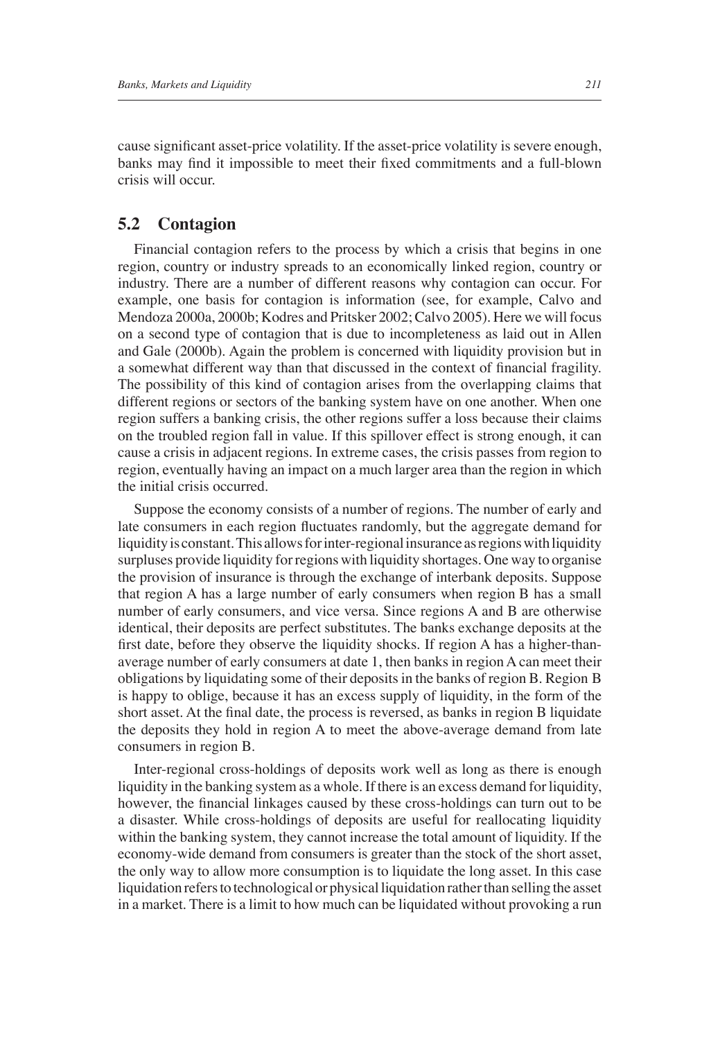cause significant asset-price volatility. If the asset-price volatility is severe enough, banks may find it impossible to meet their fixed commitments and a full-blown crisis will occur.

## 5.2 Contagion

Financial contagion refers to the process by which a crisis that begins in one region, country or industry spreads to an economically linked region, country or industry. There are a number of different reasons why contagion can occur. For example, one basis for contagion is information (see, for example, Calvo and Mendoza 2000a, 2000b; Kodres and Pritsker 2002; Calvo 2005). Here we will focus on a second type of contagion that is due to incompleteness as laid out in Allen and Gale (2000b). Again the problem is concerned with liquidity provision but in a somewhat different way than that discussed in the context of financial fragility. The possibility of this kind of contagion arises from the overlapping claims that different regions or sectors of the banking system have on one another. When one region suffers a banking crisis, the other regions suffer a loss because their claims on the troubled region fall in value. If this spillover effect is strong enough, it can cause a crisis in adjacent regions. In extreme cases, the crisis passes from region to region, eventually having an impact on a much larger area than the region in which the initial crisis occurred.

Suppose the economy consists of a number of regions. The number of early and late consumers in each region fluctuates randomly, but the aggregate demand for liquidity is constant. This allows for inter-regional insurance as regions with liquidity surpluses provide liquidity for regions with liquidity shortages. One way to organise the provision of insurance is through the exchange of interbank deposits. Suppose that region A has a large number of early consumers when region B has a small number of early consumers, and vice versa. Since regions A and B are otherwise identical, their deposits are perfect substitutes. The banks exchange deposits at the first date, before they observe the liquidity shocks. If region A has a higher-than-average number of early consumers at date 1, then banks in region A can meet their obligations by liquidating some of their deposits in the banks of region B. Region B is happy to oblige, because it has an excess supply of liquidity, in the form of the short asset. At the final date, the process is reversed, as banks in region B liquidate the deposits they hold in region A to meet the above-average demand from late consumers in region B.

Inter-regional cross-holdings of deposits work well as long as there is enough liquidity in the banking system as a whole. If there is an excess demand for liquidity, however, the financial linkages caused by these cross-holdings can turn out to be a disaster. While cross-holdings of deposits are useful for reallocating liquidity within the banking system, they cannot increase the total amount of liquidity. If the economy-wide demand from consumers is greater than the stock of the short asset, the only way to allow more consumption is to liquidate the long asset. In this case liquidation refers to technological or physical liquidation rather than selling the asset in a market. There is a limit to how much can be liquidated without provoking a run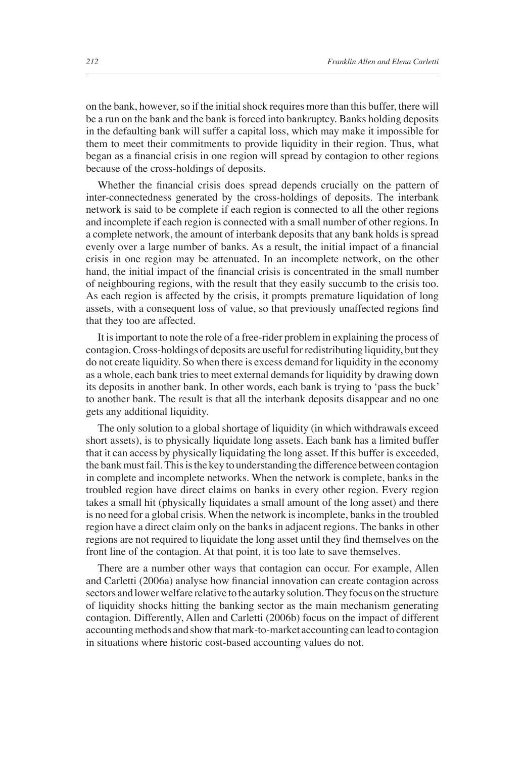on the bank, however, so if the initial shock requires more than this buffer, there will be a run on the bank and the bank is forced into bankruptcy. Banks holding deposits in the defaulting bank will suffer a capital loss, which may make it impossible for them to meet their commitments to provide liquidity in their region. Thus, what began as a financial crisis in one region will spread by contagion to other regions because of the cross-holdings of deposits.

Whether the financial crisis does spread depends crucially on the pattern of inter-connectedness generated by the cross-holdings of deposits. The interbank network is said to be complete if each region is connected to all the other regions and incomplete if each region is connected with a small number of other regions. In a complete network, the amount of interbank deposits that any bank holds is spread evenly over a large number of banks. As a result, the initial impact of a financial crisis in one region may be attenuated. In an incomplete network, on the other hand, the initial impact of the financial crisis is concentrated in the small number of neighbouring regions, with the result that they easily succumb to the crisis too. As each region is affected by the crisis, it prompts premature liquidation of long assets, with a consequent loss of value, so that previously unaffected regions find that they too are affected.

It is important to note the role of a free-rider problem in explaining the process of contagion. Cross-holdings of deposits are useful for redistributing liquidity, but they do not create liquidity. So when there is excess demand for liquidity in the economy as a whole, each bank tries to meet external demands for liquidity by drawing down its deposits in another bank. In other words, each bank is trying to 'pass the buck' to another bank. The result is that all the interbank deposits disappear and no one gets any additional liquidity.

The only solution to a global shortage of liquidity (in which withdrawals exceed short assets), is to physically liquidate long assets. Each bank has a limited buffer that it can access by physically liquidating the long asset. If this buffer is exceeded, the bank must fail. This is the key to understanding the difference between contagion in complete and incomplete networks. When the network is complete, banks in the troubled region have direct claims on banks in every other region. Every region takes a small hit (physically liquidates a small amount of the long asset) and there is no need for a global crisis. When the network is incomplete, banks in the troubled region have a direct claim only on the banks in adjacent regions. The banks in other regions are not required to liquidate the long asset until they find themselves on the front line of the contagion. At that point, it is too late to save themselves.

There are a number other ways that contagion can occur. For example, Allen and Carletti (2006a) analyse how financial innovation can create contagion across sectors and lower welfare relative to the autarky solution. They focus on the structure of liquidity shocks hitting the banking sector as the main mechanism generating contagion. Differently, Allen and Carletti (2006b) focus on the impact of different accounting methods and show that mark-to-market accounting can lead to contagion in situations where historic cost-based accounting values do not.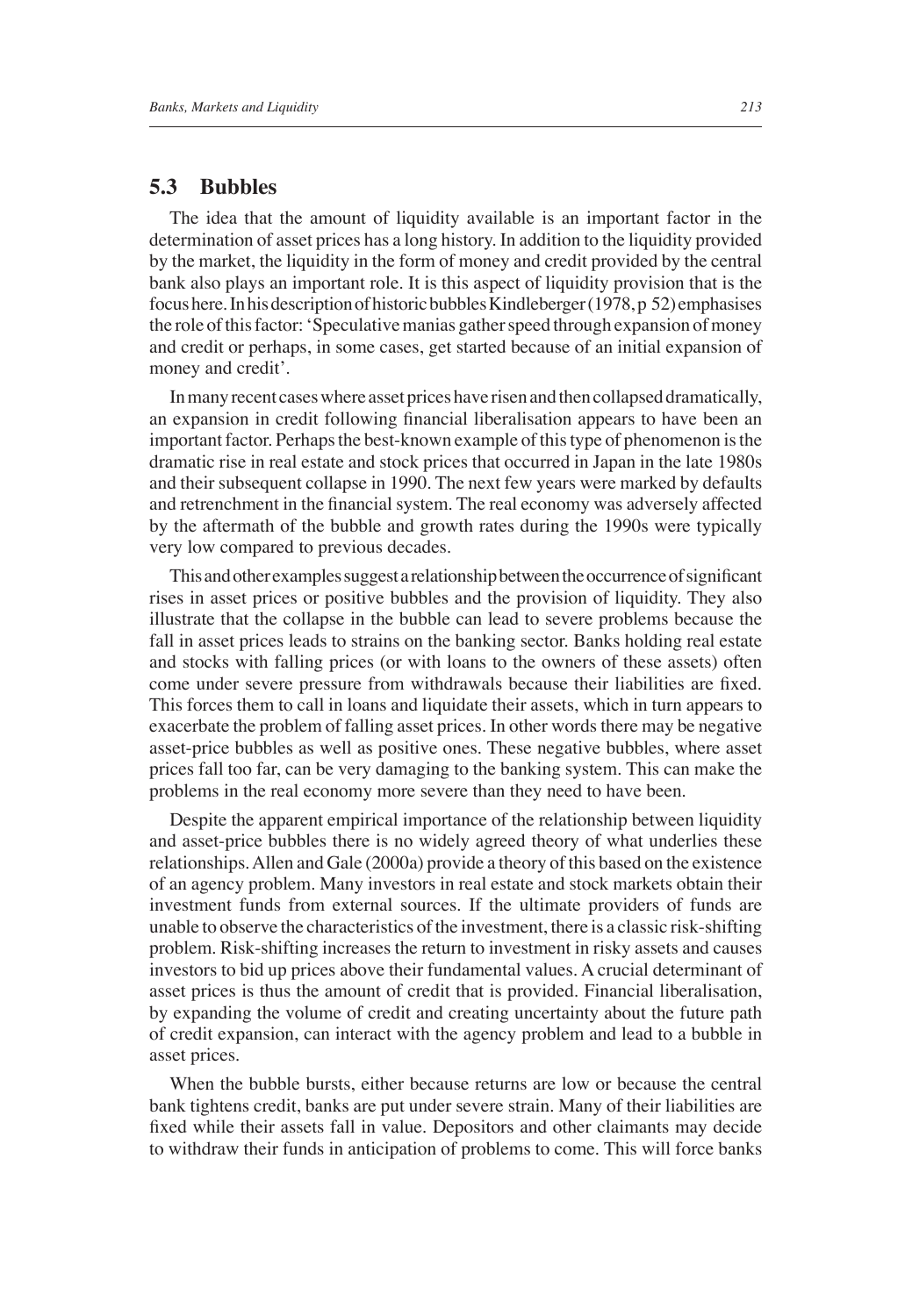## 5.3 Bubbles

The idea that the amount of liquidity available is an important factor in the determination of asset prices has a long history. In addition to the liquidity provided by the market, the liquidity in the form of money and credit provided by the central bank also plays an important role. It is this aspect of liquidity provision that is the focus here. In his description of historic bubbles Kindleberger (1978, p 52) emphasises the role of this factor: 'Speculative manias gather speed through expansion of money and credit or perhaps, in some cases, get started because of an initial expansion of money and credit'.

In many recent cases where asset prices have risen and then collapsed dramatically, an expansion in credit following financial liberalisation appears to have been an important factor. Perhaps the best-known example of this type of phenomenon is the dramatic rise in real estate and stock prices that occurred in Japan in the late 1980s and their subsequent collapse in 1990. The next few years were marked by defaults and retrenchment in the financial system. The real economy was adversely affected by the aftermath of the bubble and growth rates during the 1990s were typically very low compared to previous decades.

This and other examples suggest a relationship between the occurrence of significant rises in asset prices or positive bubbles and the provision of liquidity. They also illustrate that the collapse in the bubble can lead to severe problems because the fall in asset prices leads to strains on the banking sector. Banks holding real estate and stocks with falling prices (or with loans to the owners of these assets) often come under severe pressure from withdrawals because their liabilities are fixed. This forces them to call in loans and liquidate their assets, which in turn appears to exacerbate the problem of falling asset prices. In other words there may be negative asset-price bubbles as well as positive ones. These negative bubbles, where asset prices fall too far, can be very damaging to the banking system. This can make the problems in the real economy more severe than they need to have been.

Despite the apparent empirical importance of the relationship between liquidity and asset-price bubbles there is no widely agreed theory of what underlies these relationships. Allen and Gale (2000a) provide a theory of this based on the existence of an agency problem. Many investors in real estate and stock markets obtain their investment funds from external sources. If the ultimate providers of funds are unable to observe the characteristics of the investment, there is a classic risk-shifting problem. Risk-shifting increases the return to investment in risky assets and causes investors to bid up prices above their fundamental values. A crucial determinant of asset prices is thus the amount of credit that is provided. Financial liberalisation, by expanding the volume of credit and creating uncertainty about the future path of credit expansion, can interact with the agency problem and lead to a bubble in asset prices.

When the bubble bursts, either because returns are low or because the central bank tightens credit, banks are put under severe strain. Many of their liabilities are fixed while their assets fall in value. Depositors and other claimants may decide to withdraw their funds in anticipation of problems to come. This will force banks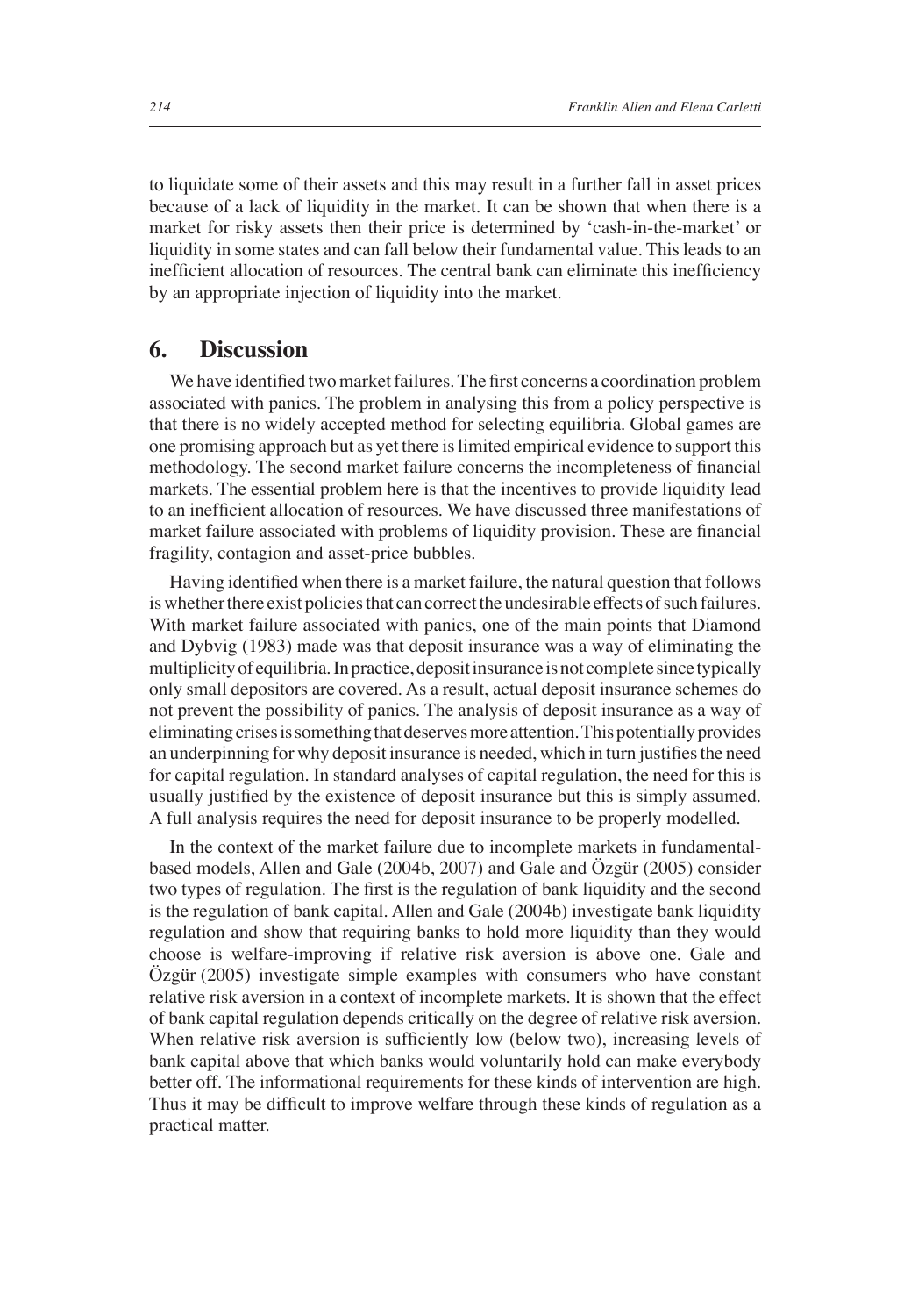to liquidate some of their assets and this may result in a further fall in asset prices because of a lack of liquidity in the market. It can be shown that when there is a market for risky assets then their price is determined by 'cash-in-the-market' or liquidity in some states and can fall below their fundamental value. This leads to an inefficient allocation of resources. The central bank can eliminate this inefficiency by an appropriate injection of liquidity into the market.

## 6. Discussion

We have identified two market failures. The first concerns a coordination problem associated with panics. The problem in analysing this from a policy perspective is that there is no widely accepted method for selecting equilibria. Global games are one promising approach but as yet there is limited empirical evidence to support this methodology. The second market failure concerns the incompleteness of financial markets. The essential problem here is that the incentives to provide liquidity lead to an inefficient allocation of resources. We have discussed three manifestations of market failure associated with problems of liquidity provision. These are financial fragility, contagion and asset-price bubbles.

Having identified when there is a market failure, the natural question that follows is whether there exist policies that can correct the undesirable effects of such failures. With market failure associated with panics, one of the main points that Diamond and Dybvig (1983) made was that deposit insurance was a way of eliminating the multiplicity of equilibria. In practice, deposit insurance is not complete since typically only small depositors are covered. As a result, actual deposit insurance schemes do not prevent the possibility of panics. The analysis of deposit insurance as a way of eliminating crises is something that deserves more attention. This potentially provides an underpinning for why deposit insurance is needed, which in turn justifies the need for capital regulation. In standard analyses of capital regulation, the need for this is usually justified by the existence of deposit insurance but this is simply assumed. A full analysis requires the need for deposit insurance to be properly modelled.

In the context of the market failure due to incomplete markets in fundamental-based models, Allen and Gale (2004b, 2007) and Gale and Özgür (2005) consider two types of regulation. The first is the regulation of bank liquidity and the second is the regulation of bank capital. Allen and Gale (2004b) investigate bank liquidity regulation and show that requiring banks to hold more liquidity than they would choose is welfare-improving if relative risk aversion is above one. Gale and Özgür (2005) investigate simple examples with consumers who have constant relative risk aversion in a context of incomplete markets. It is shown that the effect of bank capital regulation depends critically on the degree of relative risk aversion. When relative risk aversion is sufficiently low (below two), increasing levels of bank capital above that which banks would voluntarily hold can make everybody better off. The informational requirements for these kinds of intervention are high. Thus it may be difficult to improve welfare through these kinds of regulation as a practical matter.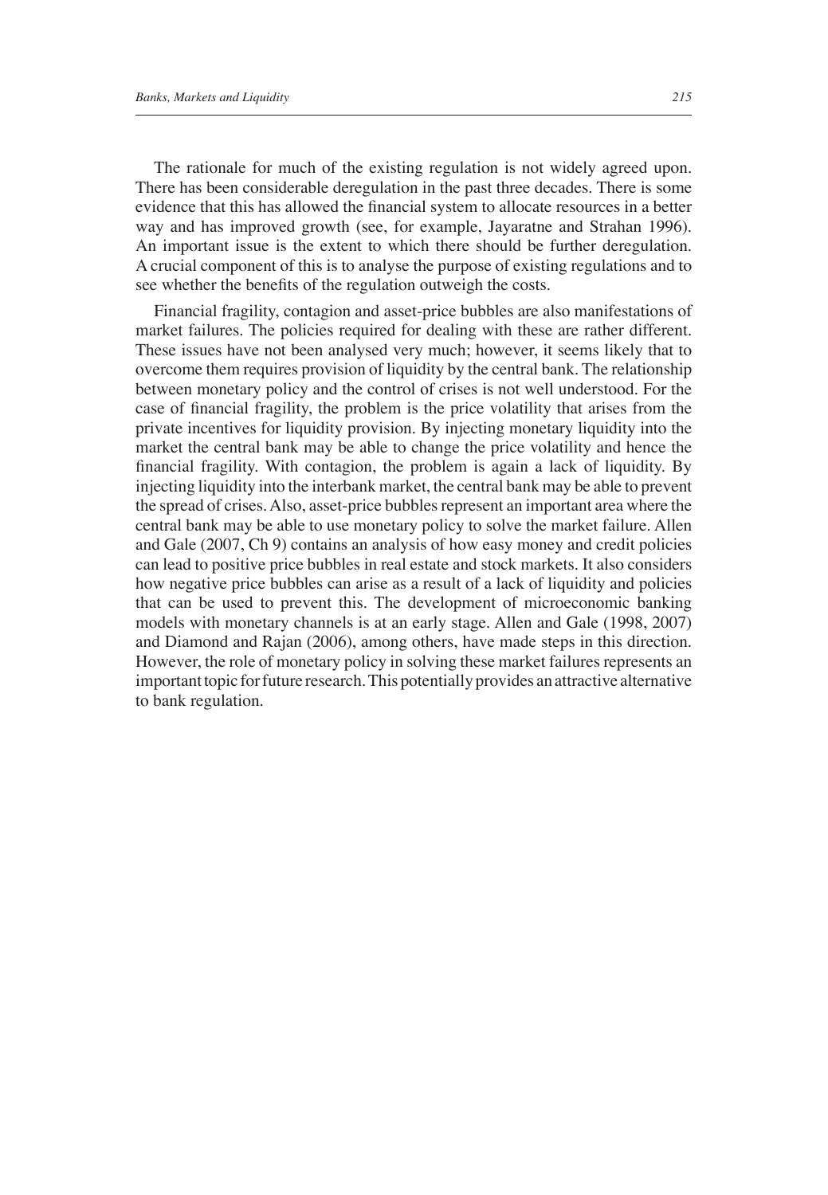The rationale for much of the existing regulation is not widely agreed upon. There has been considerable deregulation in the past three decades. There is some evidence that this has allowed the financial system to allocate resources in a better way and has improved growth (see, for example, Jayaratne and Strahan 1996). An important issue is the extent to which there should be further deregulation. A crucial component of this is to analyse the purpose of existing regulations and to see whether the benefits of the regulation outweigh the costs.

Financial fragility, contagion and asset-price bubbles are also manifestations of market failures. The policies required for dealing with these are rather different. These issues have not been analysed very much; however, it seems likely that to overcome them requires provision of liquidity by the central bank. The relationship between monetary policy and the control of crises is not well understood. For the case of financial fragility, the problem is the price volatility that arises from the private incentives for liquidity provision. By injecting monetary liquidity into the market the central bank may be able to change the price volatility and hence the financial fragility. With contagion, the problem is again a lack of liquidity. By injecting liquidity into the interbank market, the central bank may be able to prevent the spread of crises. Also, asset-price bubbles represent an important area where the central bank may be able to use monetary policy to solve the market failure. Allen and Gale (2007, Ch 9) contains an analysis of how easy money and credit policies can lead to positive price bubbles in real estate and stock markets. It also considers how negative price bubbles can arise as a result of a lack of liquidity and policies that can be used to prevent this. The development of microeconomic banking models with monetary channels is at an early stage. Allen and Gale (1998, 2007) and Diamond and Rajan (2006), among others, have made steps in this direction. However, the role of monetary policy in solving these market failures represents an important topic for future research. This potentially provides an attractive alternative to bank regulation.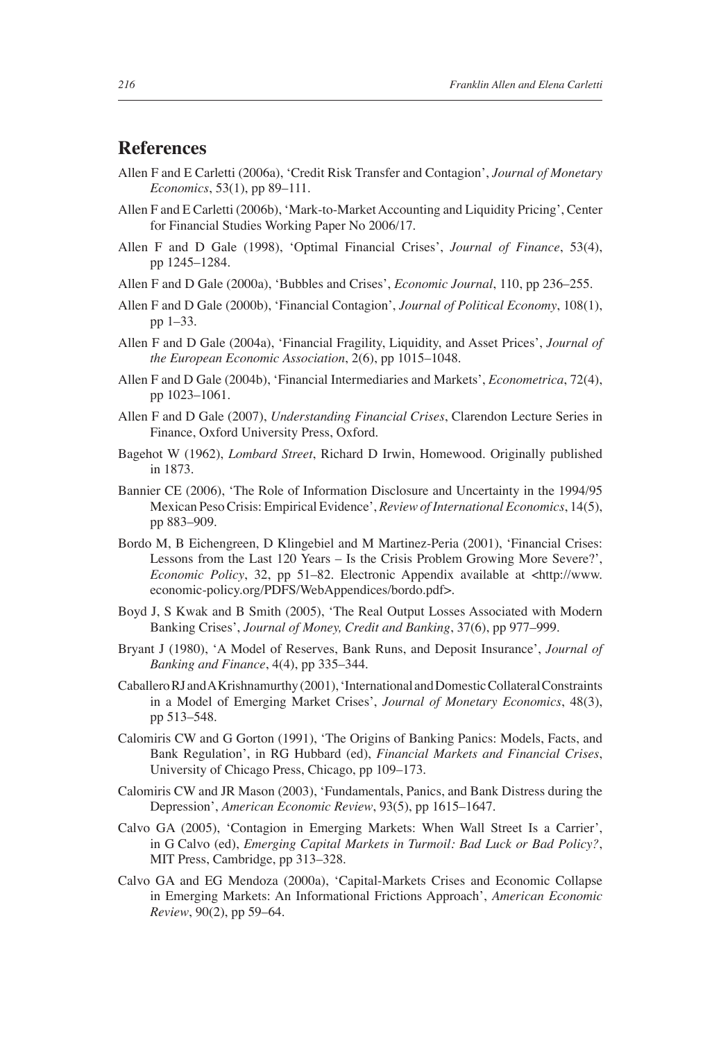## References

Allen F and E Carletti (2006a), 'Credit Risk Transfer and Contagion', *Journal of Monetary Economics*, 53(1), pp 89–111.

Allen F and E Carletti (2006b), 'Mark-to-Market Accounting and Liquidity Pricing', Center for Financial Studies Working Paper No 2006/17.

Allen F and D Gale (1998), 'Optimal Financial Crises', *Journal of Finance*, 53(4), pp 1245–1284.

Allen F and D Gale (2000a), 'Bubbles and Crises', *Economic Journal*, 110, pp 236–255.

Allen F and D Gale (2000b), 'Financial Contagion', *Journal of Political Economy*, 108(1), pp 1–33.

Allen F and D Gale (2004a), 'Financial Fragility, Liquidity, and Asset Prices', *Journal of the European Economic Association*, 2(6), pp 1015–1048.

Allen F and D Gale (2004b), 'Financial Intermediaries and Markets', *Econometrica*, 72(4), pp 1023–1061.

Allen F and D Gale (2007), *Understanding Financial Crises*, Clarendon Lecture Series in Finance, Oxford University Press, Oxford.

Bagehot W (1962), *Lombard Street*, Richard D Irwin, Homewood. Originally published in 1873.

Bannier CE (2006), 'The Role of Information Disclosure and Uncertainty in the 1994/95 Mexican Peso Crisis: Empirical Evidence', *Review of International Economics*, 14(5), pp 883–909.

Bordo M, B Eichengreen, D Klingebiel and M Martinez-Peria (2001), 'Financial Crises: Lessons from the Last 120 Years – Is the Crisis Problem Growing More Severe?', *Economic Policy*, 32, pp 51–82. Electronic Appendix available at <http://www.economic-policy.org/PDFS/WebAppendices/bordo.pdf>.

Boyd J, S Kwak and B Smith (2005), 'The Real Output Losses Associated with Modern Banking Crises', *Journal of Money, Credit and Banking*, 37(6), pp 977–999.

Bryant J (1980), 'A Model of Reserves, Bank Runs, and Deposit Insurance', *Journal of Banking and Finance*, 4(4), pp 335–344.

Caballero RJ and A Krishnamurthy (2001), 'International and Domestic Collateral Constraints in a Model of Emerging Market Crises', *Journal of Monetary Economics*, 48(3), pp 513–548.

Calomiris CW and G Gorton (1991), 'The Origins of Banking Panics: Models, Facts, and Bank Regulation', in RG Hubbard (ed), *Financial Markets and Financial Crises*, University of Chicago Press, Chicago, pp 109–173.

Calomiris CW and JR Mason (2003), 'Fundamentals, Panics, and Bank Distress during the Depression', *American Economic Review*, 93(5), pp 1615–1647.

Calvo GA (2005), 'Contagion in Emerging Markets: When Wall Street Is a Carrier', in G Calvo (ed), *Emerging Capital Markets in Turmoil: Bad Luck or Bad Policy?*, MIT Press, Cambridge, pp 313–328.

Calvo GA and EG Mendoza (2000a), 'Capital-Markets Crises and Economic Collapse in Emerging Markets: An Informational Frictions Approach', *American Economic Review*, 90(2), pp 59–64.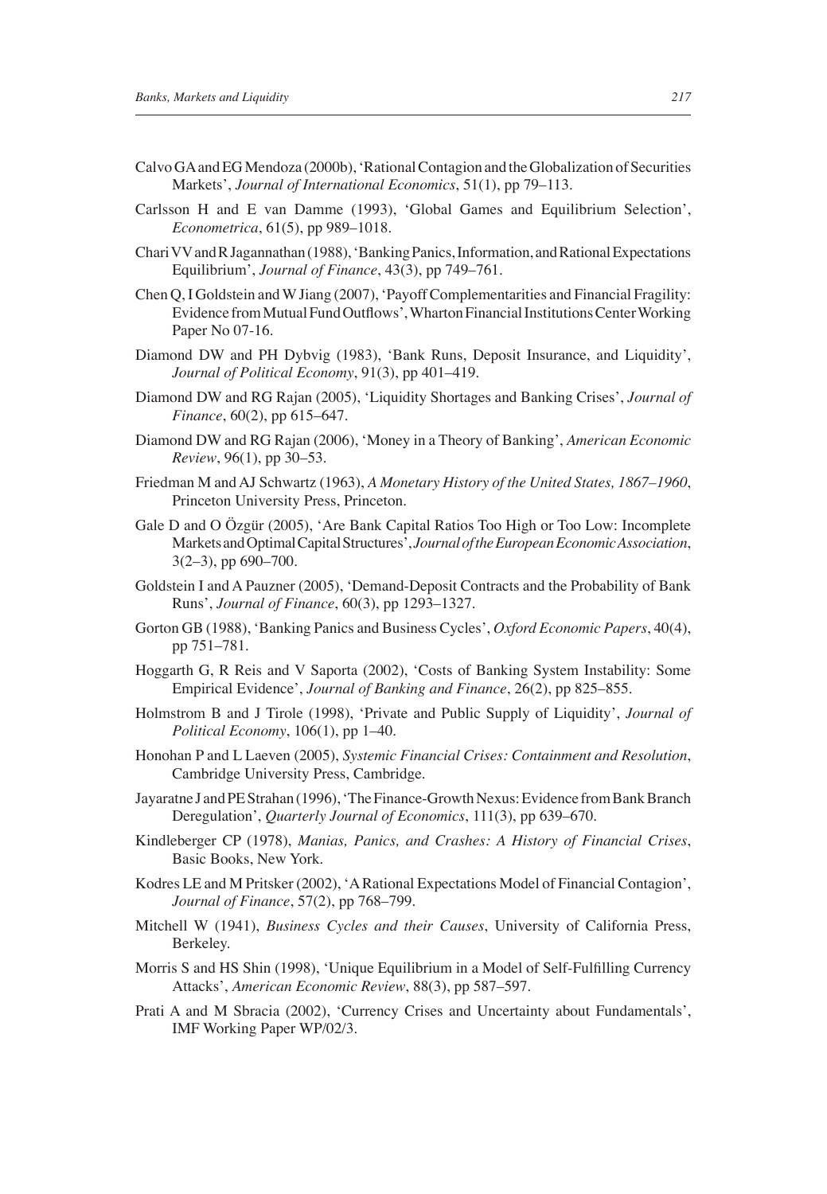Calvo GA and EG Mendoza (2000b), 'Rational Contagion and the Globalization of Securities Markets', *Journal of International Economics*, 51(1), pp 79–113.

Carlsson H and E van Damme (1993), 'Global Games and Equilibrium Selection', *Econometrica*, 61(5), pp 989–1018.

Chari VV and R Jagannathan (1988), 'Banking Panics, Information, and Rational Expectations Equilibrium', *Journal of Finance*, 43(3), pp 749–761.

Chen Q, I Goldstein and W Jiang (2007), 'Payoff Complementarities and Financial Fragility: Evidence from Mutual Fund Outflows', Wharton Financial Institutions Center Working Paper No 07-16.

Diamond DW and PH Dybvig (1983), 'Bank Runs, Deposit Insurance, and Liquidity', *Journal of Political Economy*, 91(3), pp 401–419.

Diamond DW and RG Rajan (2005), 'Liquidity Shortages and Banking Crises', *Journal of Finance*, 60(2), pp 615–647.

Diamond DW and RG Rajan (2006), 'Money in a Theory of Banking', *American Economic Review*, 96(1), pp 30–53.

Friedman M and AJ Schwartz (1963), *A Monetary History of the United States, 1867–1960*, Princeton University Press, Princeton.

Gale D and O Özgür (2005), 'Are Bank Capital Ratios Too High or Too Low: Incomplete Markets and Optimal Capital Structures', *Journal of the European Economic Association*, 3(2–3), pp 690–700.

Goldstein I and A Pauzner (2005), 'Demand-Deposit Contracts and the Probability of Bank Runs', *Journal of Finance*, 60(3), pp 1293–1327.

Gorton GB (1988), 'Banking Panics and Business Cycles', *Oxford Economic Papers*, 40(4), pp 751–781.

Hoggarth G, R Reis and V Saporta (2002), 'Costs of Banking System Instability: Some Empirical Evidence', *Journal of Banking and Finance*, 26(2), pp 825–855.

Holmstrom B and J Tirole (1998), 'Private and Public Supply of Liquidity', *Journal of Political Economy*, 106(1), pp 1–40.

Honohan P and L Laeven (2005), *Systemic Financial Crises: Containment and Resolution*, Cambridge University Press, Cambridge.

Jayaratne J and PE Strahan (1996), 'The Finance-Growth Nexus: Evidence from Bank Branch Deregulation', *Quarterly Journal of Economics*, 111(3), pp 639–670.

Kindleberger CP (1978), *Manias, Panics, and Crashes: A History of Financial Crises*, Basic Books, New York.

Kodres LE and M Pritsker (2002), 'A Rational Expectations Model of Financial Contagion', *Journal of Finance*, 57(2), pp 768–799.

Mitchell W (1941), *Business Cycles and their Causes*, University of California Press, Berkeley.

Morris S and HS Shin (1998), 'Unique Equilibrium in a Model of Self-Fulfilling Currency Attacks', *American Economic Review*, 88(3), pp 587–597.

Prati A and M Sbracia (2002), 'Currency Crises and Uncertainty about Fundamentals', IMF Working Paper WP/02/3.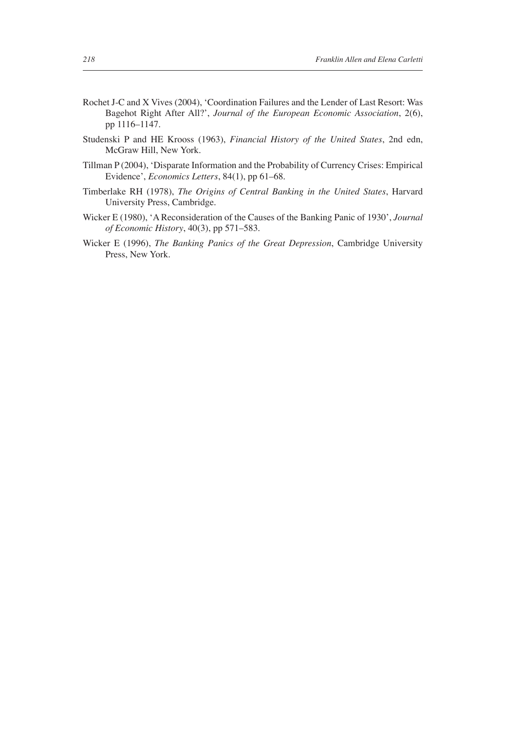Rochet J-C and X Vives (2004), 'Coordination Failures and the Lender of Last Resort: Was Bagehot Right After All?', *Journal of the European Economic Association*, 2(6), pp 1116–1147.

Studenski P and HE Krooss (1963), *Financial History of the United States*, 2nd edn, McGraw Hill, New York.

Tillman P (2004), 'Disparate Information and the Probability of Currency Crises: Empirical Evidence', *Economics Letters*, 84(1), pp 61–68.

Timberlake RH (1978), *The Origins of Central Banking in the United States*, Harvard University Press, Cambridge.

Wicker E (1980), 'A Reconsideration of the Causes of the Banking Panic of 1930', *Journal of Economic History*, 40(3), pp 571–583.

Wicker E (1996), *The Banking Panics of the Great Depression*, Cambridge University Press, New York.